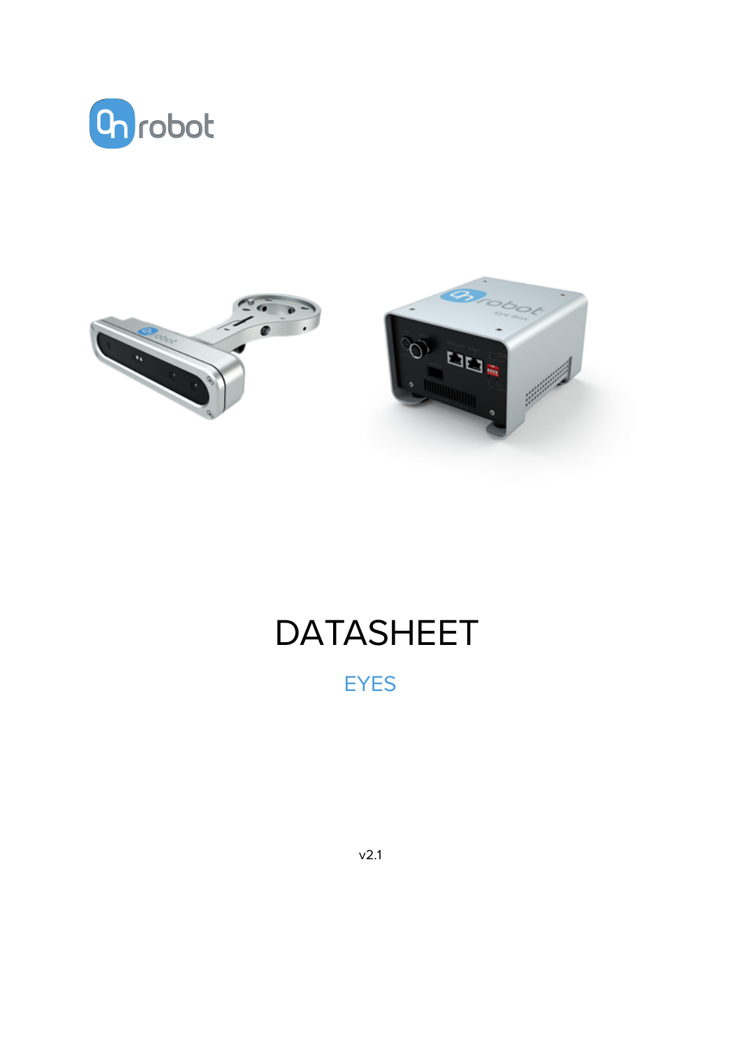# DATASHEET

## EYES

v2.1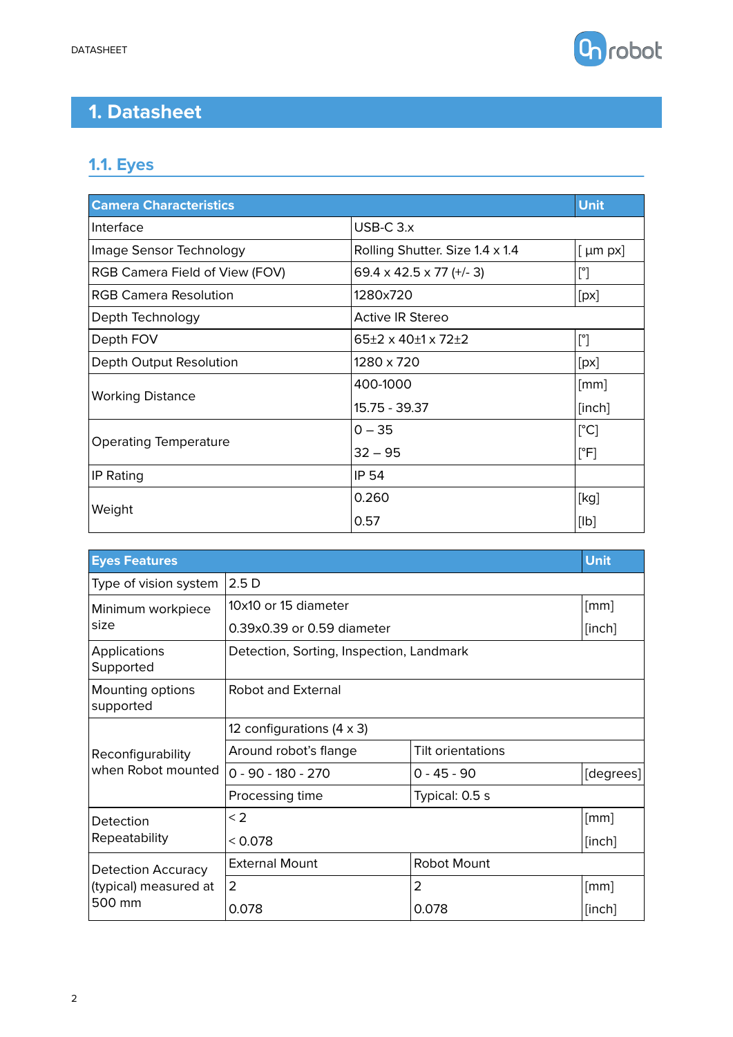# 1. Datasheet

## 1.1. Eyes

| Camera Characteristics | | Unit |
|---|---|---|
| Interface | USB-C 3.x | |
| Image Sensor Technology | Rolling Shutter. Size 1.4 x 1.4 | [ µm px] |
| RGB Camera Field of View (FOV) | 69.4 x 42.5 x 77 (+/- 3) | [°] |
| RGB Camera Resolution | 1280x720 | [px] |
| Depth Technology | Active IR Stereo | |
| Depth FOV | 65±2 x 40±1 x 72±2 | [°] |
| Depth Output Resolution | 1280 x 720 | [px] |
| Working Distance | 400-1000 | [mm] |
| | 15.75 - 39.37 | [inch] |
| Operating Temperature | 0 – 35 | [°C] |
| | 32 – 95 | [°F] |
| IP Rating | IP 54 | |
| Weight | 0.260 | [kg] |
| | 0.57 | [lb] |

| Eyes Features | | | Unit |
|---|---|---|---|
| Type of vision system | 2.5 D | | |
| Minimum workpiece size | 10x10 or 15 diameter | | [mm] |
| | 0.39x0.39 or 0.59 diameter | | [inch] |
| Applications Supported | Detection, Sorting, Inspection, Landmark | | |
| Mounting options supported | Robot and External | | |
| Reconfigurability when Robot mounted | 12 configurations (4 x 3) | | |
| | Around robot's flange | Tilt orientations | |
| | 0 - 90 - 180 - 270 | 0 - 45 - 90 | [degrees] |
| | Processing time | Typical: 0.5 s | |
| Detection Repeatability | < 2 | | [mm] |
| | < 0.078 | | [inch] |
| Detection Accuracy (typical) measured at 500 mm | External Mount | Robot Mount | |
| | 2 | 2 | [mm] |
| | 0.078 | 0.078 | [inch] |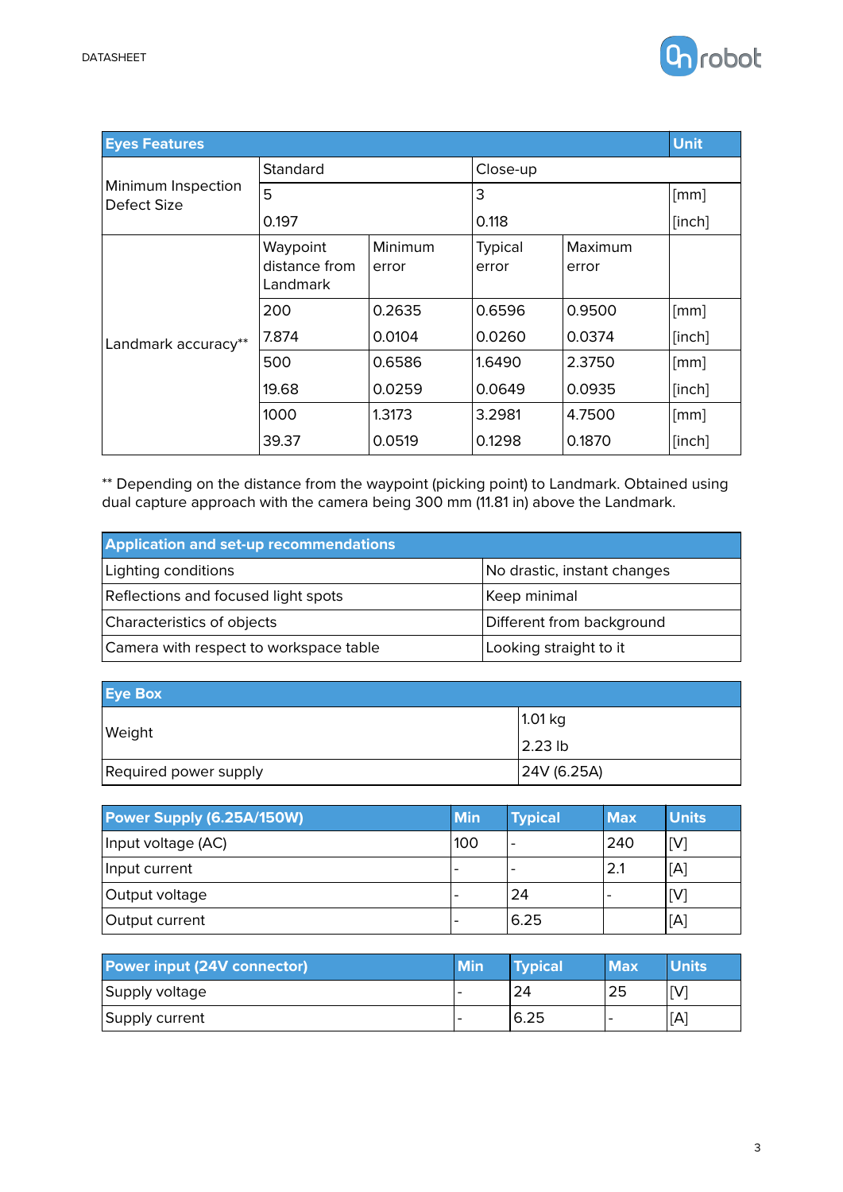| Eyes Features | | | | | Unit |
|---|---|---|---|---|---|
| Minimum Inspection Defect Size | Standard | | Close-up | | |
| | 5 | | 3 | | [mm] |
| | 0.197 | | 0.118 | | [inch] |
| Landmark accuracy** | Waypoint distance from Landmark | Minimum error | Typical error | Maximum error | |
| | 200 | 0.2635 | 0.6596 | 0.9500 | [mm] |
| | 7.874 | 0.0104 | 0.0260 | 0.0374 | [inch] |
| | 500 | 0.6586 | 1.6490 | 2.3750 | [mm] |
| | 19.68 | 0.0259 | 0.0649 | 0.0935 | [inch] |
| | 1000 | 1.3173 | 3.2981 | 4.7500 | [mm] |
| | 39.37 | 0.0519 | 0.1298 | 0.1870 | [inch] |

** Depending on the distance from the waypoint (picking point) to Landmark. Obtained using dual capture approach with the camera being 300 mm (11.81 in) above the Landmark.

| Application and set-up recommendations | |
|---|---|
| Lighting conditions | No drastic, instant changes |
| Reflections and focused light spots | Keep minimal |
| Characteristics of objects | Different from background |
| Camera with respect to workspace table | Looking straight to it |

| Eye Box | |
|---|---|
| Weight | 1.01 kg<br>2.23 lb |
| Required power supply | 24V (6.25A) |

| Power Supply (6.25A/150W) | Min | Typical | Max | Units |
|---|---|---|---|---|
| Input voltage (AC) | 100 | - | 240 | [V] |
| Input current | - | - | 2.1 | [A] |
| Output voltage | - | 24 | - | [V] |
| Output current | - | 6.25 | | [A] |

| Power input (24V connector) | Min | Typical | Max | Units |
|---|---|---|---|---|
| Supply voltage | - | 24 | 25 | [V] |
| Supply current | - | 6.25 | - | [A] |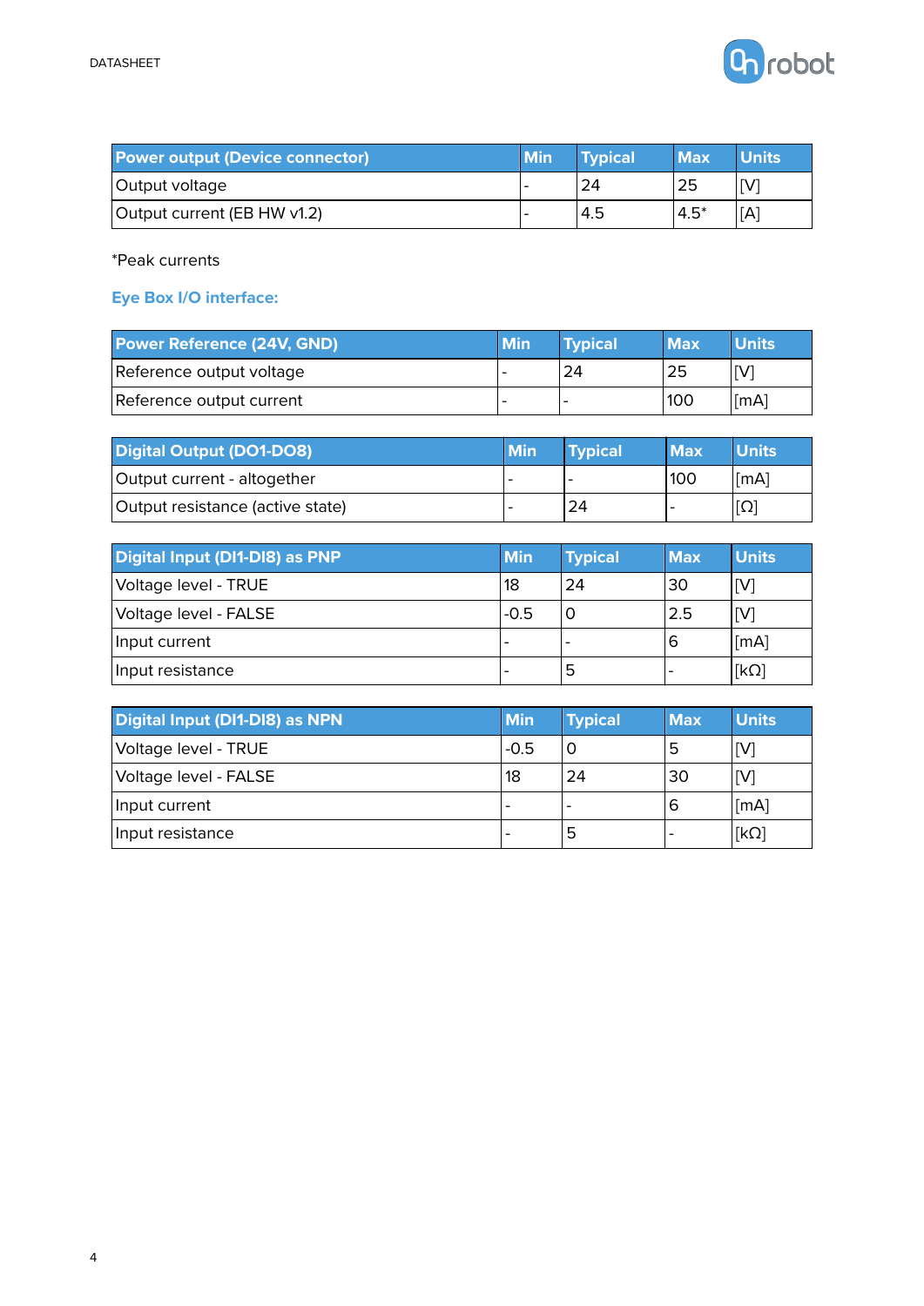| Power output (Device connector) | Min | Typical | Max | Units |
|---|---|---|---|---|
| Output voltage | - | 24 | 25 | [V] |
| Output current (EB HW v1.2) | - | 4.5 | 4.5* | [A] |

*Peak currents

### Eye Box I/O interface:

| Power Reference (24V, GND) | Min | Typical | Max | Units |
|---|---|---|---|---|
| Reference output voltage | - | 24 | 25 | [V] |
| Reference output current | - | - | 100 | [mA] |

| Digital Output (DO1-DO8) | Min | Typical | Max | Units |
|---|---|---|---|---|
| Output current - altogether | - | - | 100 | [mA] |
| Output resistance (active state) | - | 24 | - | [Ω] |

| Digital Input (DI1-DI8) as PNP | Min | Typical | Max | Units |
|---|---|---|---|---|
| Voltage level - TRUE | 18 | 24 | 30 | [V] |
| Voltage level - FALSE | -0.5 | 0 | 2.5 | [V] |
| Input current | - | - | 6 | [mA] |
| Input resistance | - | 5 | - | [kΩ] |

| Digital Input (DI1-DI8) as NPN | Min | Typical | Max | Units |
|---|---|---|---|---|
| Voltage level - TRUE | -0.5 | 0 | 5 | [V] |
| Voltage level - FALSE | 18 | 24 | 30 | [V] |
| Input current | - | - | 6 | [mA] |
| Input resistance | - | 5 | - | [kΩ] |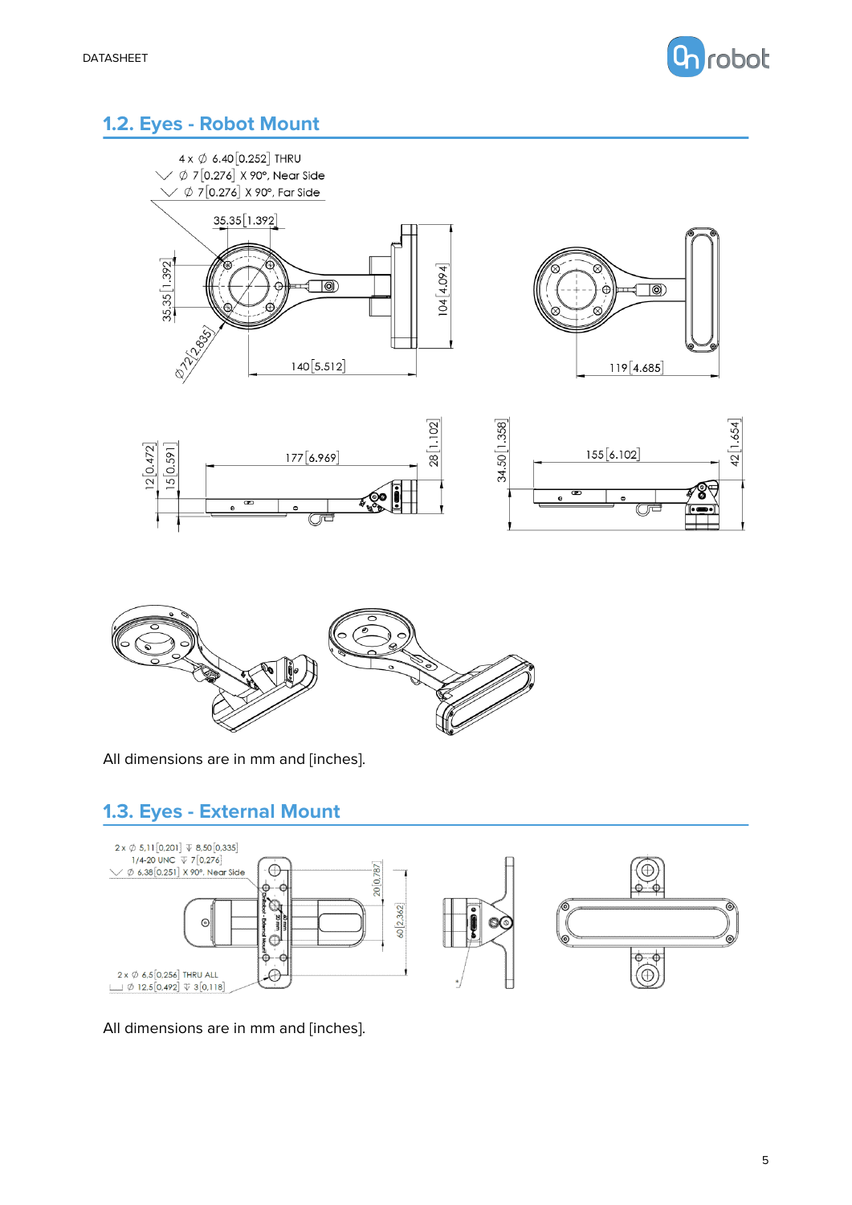## 1.2. Eyes - Robot Mount

4 x ∅ 6.40 [0.252] THRU
∅ 7 [0.276] X 90°, Near Side
∅ 7 [0.276] X 90°, Far Side

35.35 [1.392]

35.35 [1.392]

∅72 [2.835]

140 [5.512]

104 [4.094]

119 [4.685]

12 [0.472]

15 [0.591]

177 [6.969]

28 [1.102]

34.50 [1.358]

155 [6.102]

42 [1.654]

All dimensions are in mm and [inches].

## 1.3. Eyes - External Mount

2 x ∅ 5,11 [0,201] ↧ 8,50 [0,335]
1/4-20 UNC ↧ 7 [0,276]
∅ 6,38 [0,251] X 90°, Near Side

20 [0,787]

60 [2,362]

2 x ∅ 6,5 [0,256] THRU ALL
⌴ ∅ 12,5 [0,492] ↧ 3 [0,118]

All dimensions are in mm and [inches].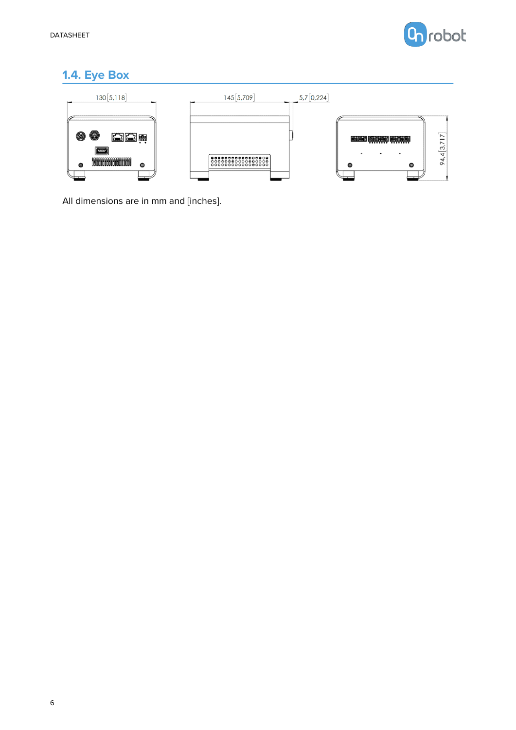## 1.4. Eye Box

130 [5,118]

145 [5,709]

5,7 [0,224]

94,4 [3,717]

All dimensions are in mm and [inches].